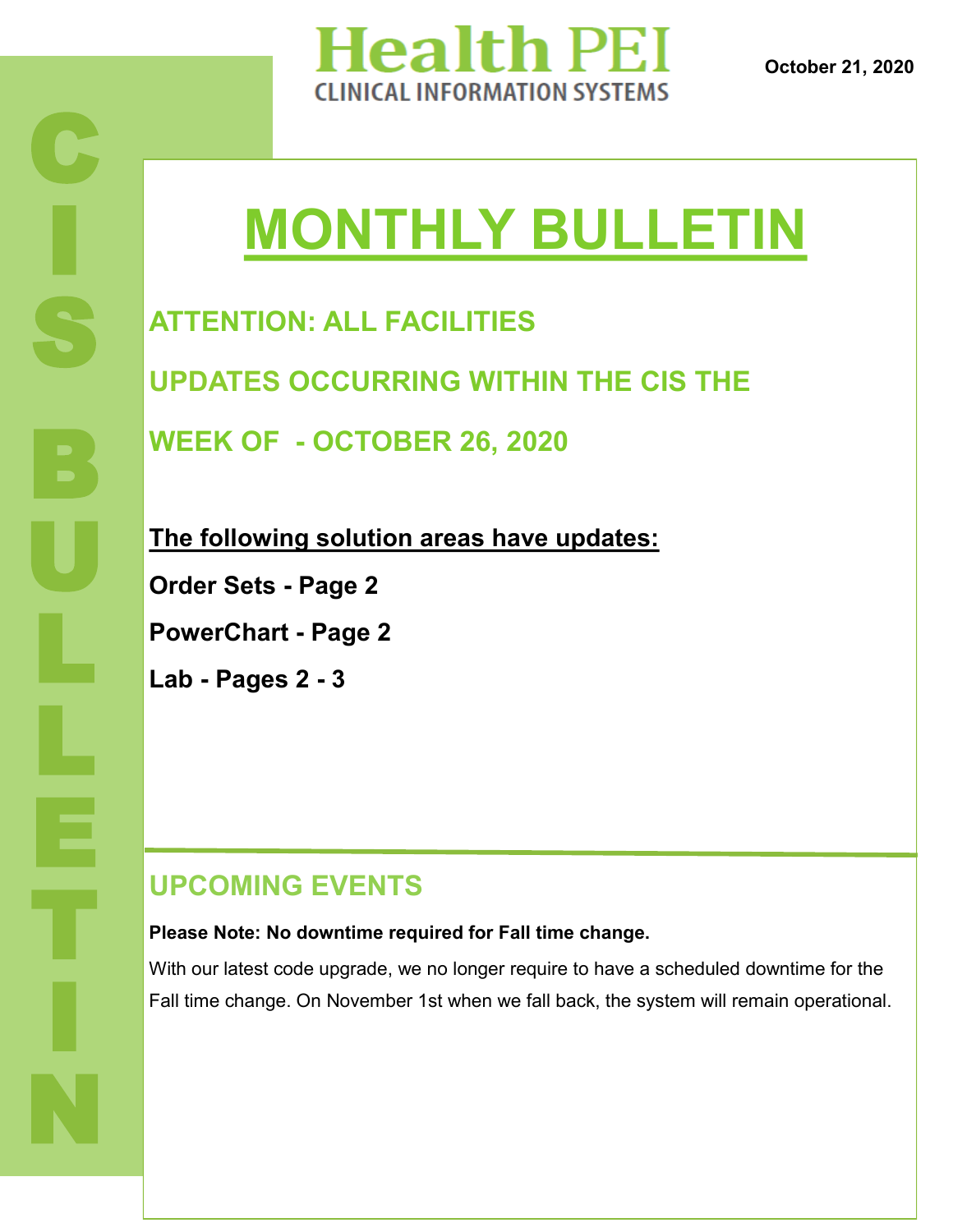# Health PEI

CLINICAL INFORMATION SYSTEMS

**October 21, 2020**

CIS BULLETIN

# MONTHLY BULLETIN

## ATTENTION: ALL FACILITIES

## UPDATES OCCURRING WITHIN THE CIS THE WEEK OF - OCTOBER 26, 2020

**The following solution areas have updates:**

**Order Sets - Page 2**

**PowerChart - Page 2**

**Lab - Pages 2 - 3**

## UPCOMING EVENTS

**Please Note: No downtime required for Fall time change.**

With our latest code upgrade, we no longer require to have a scheduled downtime for the Fall time change. On November 1st when we fall back, the system will remain operational.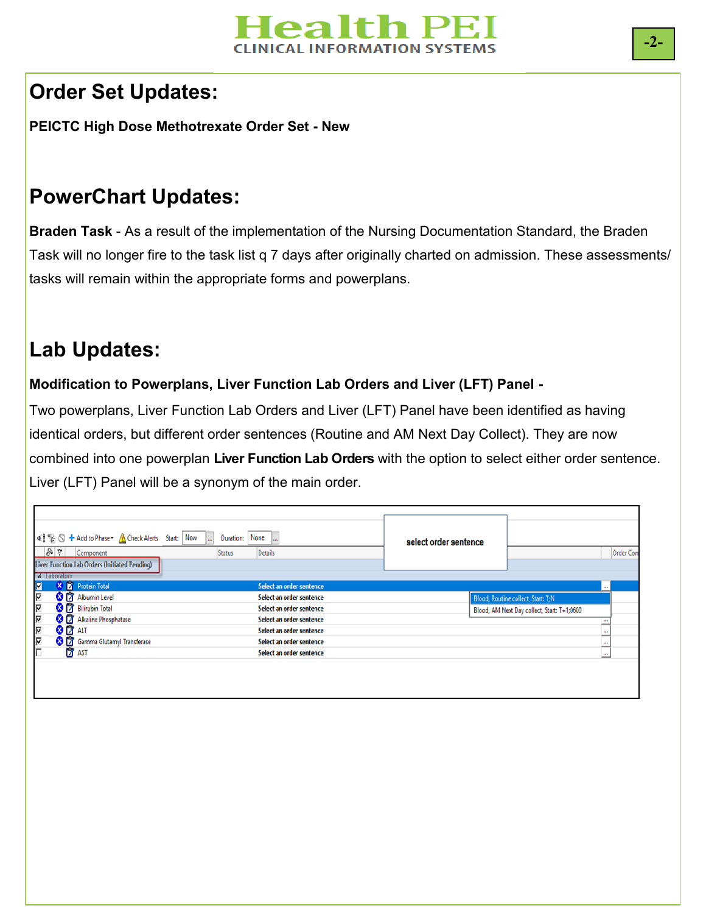# Order Set Updates:

**PEICTC High Dose Methotrexate Order Set - New**

# PowerChart Updates:

**Braden Task** - As a result of the implementation of the Nursing Documentation Standard, the Braden Task will no longer fire to the task list q 7 days after originally charted on admission. These assessments/ tasks will remain within the appropriate forms and powerplans.

# Lab Updates:

**Modification to Powerplans, Liver Function Lab Orders and Liver (LFT) Panel -**

Two powerplans, Liver Function Lab Orders and Liver (LFT) Panel have been identified as having identical orders, but different order sentences (Routine and AM Next Day Collect). They are now combined into one powerplan **Liver Function Lab Orders** with the option to select either order sentence. Liver (LFT) Panel will be a synonym of the main order.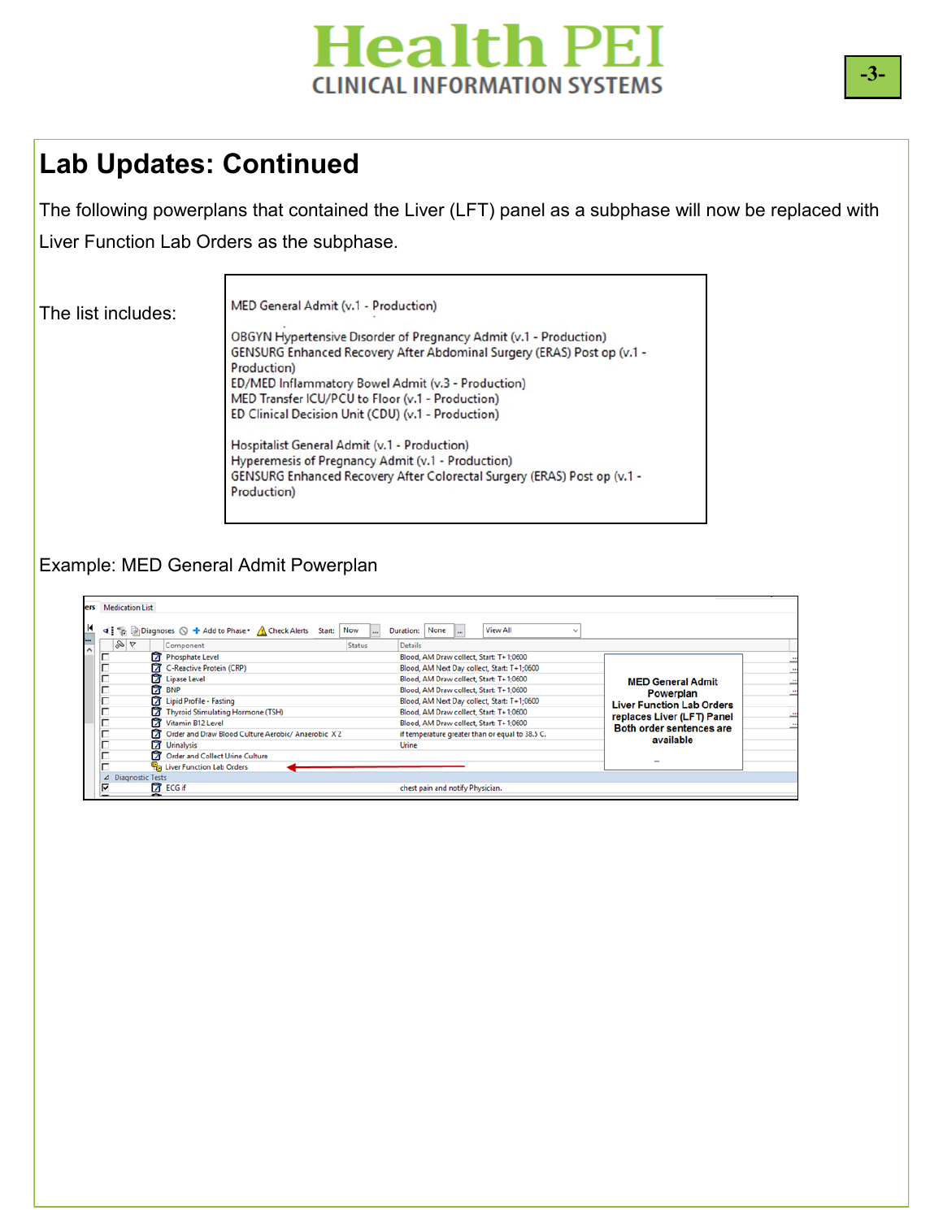## Lab Updates: Continued

The following powerplans that contained the Liver (LFT) panel as a subphase will now be replaced with Liver Function Lab Orders as the subphase.

The list includes:

MED General Admit (v.1 - Production)

OBGYN Hypertensive Disorder of Pregnancy Admit (v.1 - Production)
GENSURG Enhanced Recovery After Abdominal Surgery (ERAS) Post op (v.1 - Production)
ED/MED Inflammatory Bowel Admit (v.3 - Production)
MED Transfer ICU/PCU to Floor (v.1 - Production)
ED Clinical Decision Unit (CDU) (v.1 - Production)

Hospitalist General Admit (v.1 - Production)
Hyperemesis of Pregnancy Admit (v.1 - Production)
GENSURG Enhanced Recovery After Colorectal Surgery (ERAS) Post op (v.1 - Production)

Example: MED General Admit Powerplan

| Component | Status | Details |
| --- | --- | --- |
| Phosphate Level | | Blood, AM Draw collect, Start: T+1;0600 |
| C-Reactive Protein (CRP) | | Blood, AM Next Day collect, Start: T+1;0600 |
| Lipase Level | | Blood, AM Draw collect, Start: T+1;0600 |
| BNP | | Blood, AM Draw collect, Start: T+1;0600 |
| Lipid Profile - Fasting | | Blood, AM Next Day collect, Start: T+1;0600 |
| Thyroid Stimulating Hormone (TSH) | | Blood, AM Draw collect, Start: T+1;0600 |
| Vitamin B12 Level | | Blood, AM Draw collect, Start: T+1;0600 |
| Order and Draw Blood Culture Aerobic/ Anaerobic X 2 | | if temperature greater than or equal to 38.5 C. |
| Urinalysis | | Urine |
| Order and Collect Urine Culture | | |
| Liver Function Lab Orders | | |
| Diagnostic Tests | | |
| ECG if | | chest pain and notify Physician. |

**MED General Admit Powerplan Liver Function Lab Orders replaces Liver (LFT) Panel Both order sentences are available**